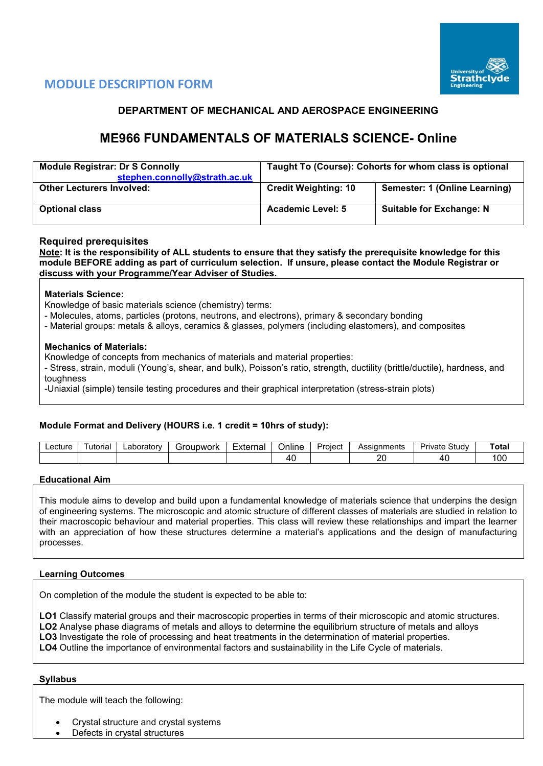## MODULE DESCRIPTION FORM

### DEPARTMENT OF MECHANICAL AND AEROSPACE ENGINEERING

# ME966 FUNDAMENTALS OF MATERIALS SCIENCE- Online

| **Module Registrar: Dr S Connolly** stephen.connolly@strath.ac.uk | **Taught To (Course): Cohorts for whom class is optional** | |
|---|---|---|
| **Other Lecturers Involved:** | **Credit Weighting: 10** | **Semester: 1 (Online Learning)** |
| **Optional class** | **Academic Level: 5** | **Suitable for Exchange: N** |

### Required prerequisites

**Note: It is the responsibility of ALL students to ensure that they satisfy the prerequisite knowledge for this module BEFORE adding as part of curriculum selection. If unsure, please contact the Module Registrar or discuss with your Programme/Year Adviser of Studies.**

**Materials Science:**
Knowledge of basic materials science (chemistry) terms:
- Molecules, atoms, particles (protons, neutrons, and electrons), primary & secondary bonding
- Material groups: metals & alloys, ceramics & glasses, polymers (including elastomers), and composites

**Mechanics of Materials:**
Knowledge of concepts from mechanics of materials and material properties:
- Stress, strain, moduli (Young's, shear, and bulk), Poisson's ratio, strength, ductility (brittle/ductile), hardness, and toughness
-Uniaxial (simple) tensile testing procedures and their graphical interpretation (stress-strain plots)

### Module Format and Delivery (HOURS i.e. 1 credit = 10hrs of study):

| Lecture | Tutorial | Laboratory | Groupwork | External | Online | Project | Assignments | Private Study | **Total** |
|---|---|---|---|---|---|---|---|---|---|
| | | | | | 40 | | 20 | 40 | 100 |

### Educational Aim

This module aims to develop and build upon a fundamental knowledge of materials science that underpins the design of engineering systems. The microscopic and atomic structure of different classes of materials are studied in relation to their macroscopic behaviour and material properties. This class will review these relationships and impart the learner with an appreciation of how these structures determine a material's applications and the design of manufacturing processes.

### Learning Outcomes

On completion of the module the student is expected to be able to:

**LO1** Classify material groups and their macroscopic properties in terms of their microscopic and atomic structures.
**LO2** Analyse phase diagrams of metals and alloys to determine the equilibrium structure of metals and alloys
**LO3** Investigate the role of processing and heat treatments in the determination of material properties.
**LO4** Outline the importance of environmental factors and sustainability in the Life Cycle of materials.

### Syllabus

The module will teach the following:

- Crystal structure and crystal systems
- Defects in crystal structures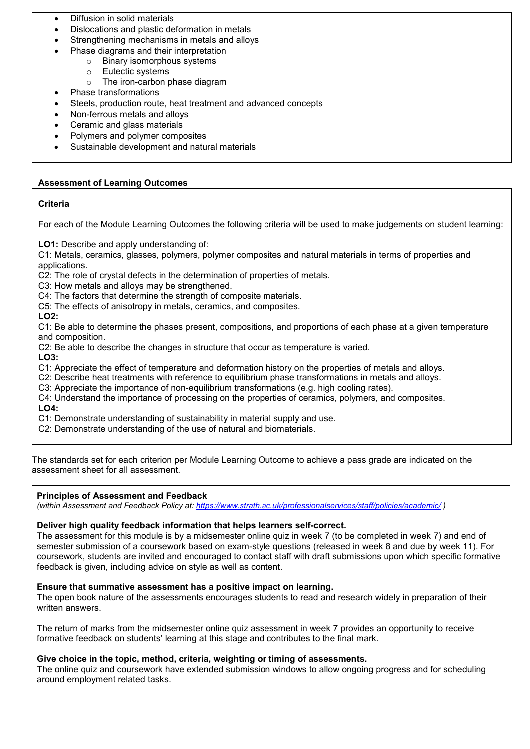- Diffusion in solid materials
- Dislocations and plastic deformation in metals
- Strengthening mechanisms in metals and alloys
- Phase diagrams and their interpretation
    - Binary isomorphous systems
    - Eutectic systems
    - The iron-carbon phase diagram
- Phase transformations
- Steels, production route, heat treatment and advanced concepts
- Non-ferrous metals and alloys
- Ceramic and glass materials
- Polymers and polymer composites
- Sustainable development and natural materials

## Assessment of Learning Outcomes

### Criteria

For each of the Module Learning Outcomes the following criteria will be used to make judgements on student learning:

**LO1:** Describe and apply understanding of:
C1: Metals, ceramics, glasses, polymers, polymer composites and natural materials in terms of properties and applications.
C2: The role of crystal defects in the determination of properties of metals.
C3: How metals and alloys may be strengthened.
C4: The factors that determine the strength of composite materials.
C5: The effects of anisotropy in metals, ceramics, and composites.

**LO2:**
C1: Be able to determine the phases present, compositions, and proportions of each phase at a given temperature and composition.
C2: Be able to describe the changes in structure that occur as temperature is varied.

**LO3:**
C1: Appreciate the effect of temperature and deformation history on the properties of metals and alloys.
C2: Describe heat treatments with reference to equilibrium phase transformations in metals and alloys.
C3: Appreciate the importance of non-equilibrium transformations (e.g. high cooling rates).
C4: Understand the importance of processing on the properties of ceramics, polymers, and composites.

**LO4:**
C1: Demonstrate understanding of sustainability in material supply and use.
C2: Demonstrate understanding of the use of natural and biomaterials.

The standards set for each criterion per Module Learning Outcome to achieve a pass grade are indicated on the assessment sheet for all assessment.

### Principles of Assessment and Feedback

*(within Assessment and Feedback Policy at: https://www.strath.ac.uk/professionalservices/staff/policies/academic/ )*

**Deliver high quality feedback information that helps learners self-correct.**
The assessment for this module is by a midsemester online quiz in week 7 (to be completed in week 7) and end of semester submission of a coursework based on exam-style questions (released in week 8 and due by week 11). For coursework, students are invited and encouraged to contact staff with draft submissions upon which specific formative feedback is given, including advice on style as well as content.

**Ensure that summative assessment has a positive impact on learning.**
The open book nature of the assessments encourages students to read and research widely in preparation of their written answers.

The return of marks from the midsemester online quiz assessment in week 7 provides an opportunity to receive formative feedback on students' learning at this stage and contributes to the final mark.

**Give choice in the topic, method, criteria, weighting or timing of assessments.**
The online quiz and coursework have extended submission windows to allow ongoing progress and for scheduling around employment related tasks.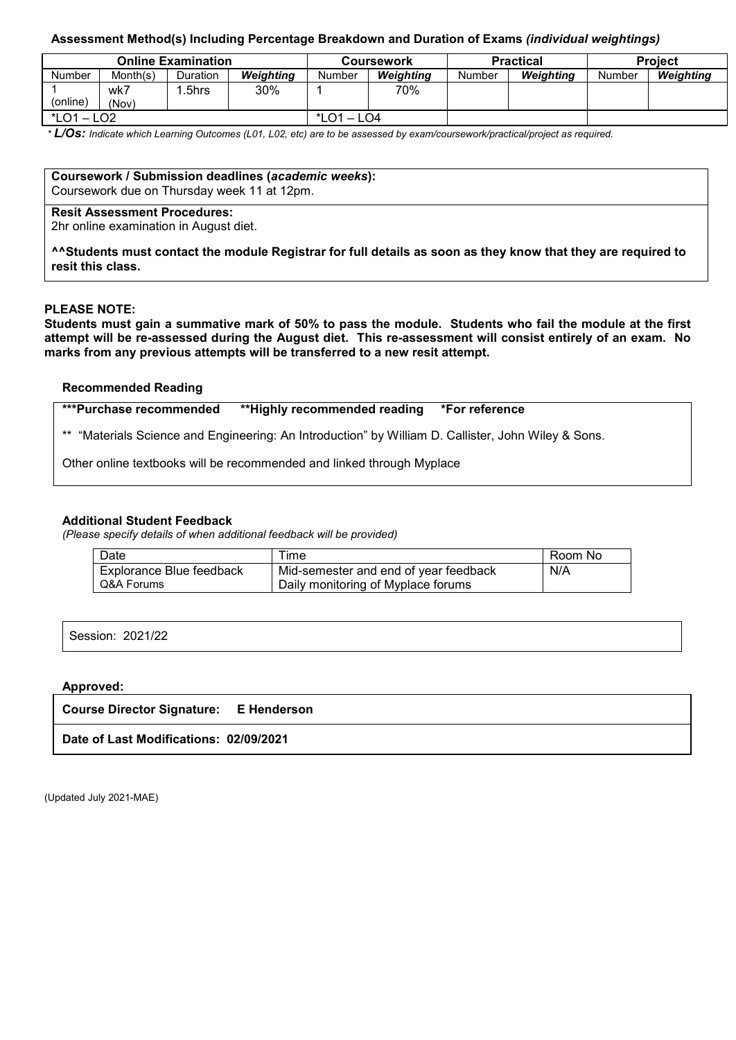### Assessment Method(s) Including Percentage Breakdown and Duration of Exams *(individual weightings)*

| Online Examination | | | | Coursework | | Practical | | Project | |
|---|---|---|---|---|---|---|---|---|---|
| Number | Month(s) | Duration | ***Weighting*** | Number | ***Weighting*** | Number | ***Weighting*** | Number | ***Weighting*** |
| 1 (online) | wk7 (Nov) | 1.5hrs | 30% | 1 | 70% | | | | |
| *LO1 – LO2 | | | | *LO1 – LO4 | | | | | |

* ***L/Os:*** *Indicate which Learning Outcomes (L01, L02, etc) are to be assessed by exam/coursework/practical/project as required.*

**Coursework / Submission deadlines (*academic weeks*):**
Coursework due on Thursday week 11 at 12pm.

**Resit Assessment Procedures:**
2hr online examination in August diet.

**^^Students must contact the module Registrar for full details as soon as they know that they are required to resit this class.**

**PLEASE NOTE:**
**Students must gain a summative mark of 50% to pass the module. Students who fail the module at the first attempt will be re-assessed during the August diet. This re-assessment will consist entirely of an exam. No marks from any previous attempts will be transferred to a new resit attempt.**

### Recommended Reading

**\*\*\*Purchase recommended  \*\*Highly recommended reading  \*For reference**

** "Materials Science and Engineering: An Introduction" by William D. Callister, John Wiley & Sons.

Other online textbooks will be recommended and linked through Myplace

### Additional Student Feedback

*(Please specify details of when additional feedback will be provided)*

| Date | Time | Room No |
|---|---|---|
| Explorance Blue feedback<br>Q&A Forums | Mid-semester and end of year feedback<br>Daily monitoring of Myplace forums | N/A |

Session: 2021/22

**Approved:**

**Course Director Signature: E Henderson**

**Date of Last Modifications: 02/09/2021**

(Updated July 2021-MAE)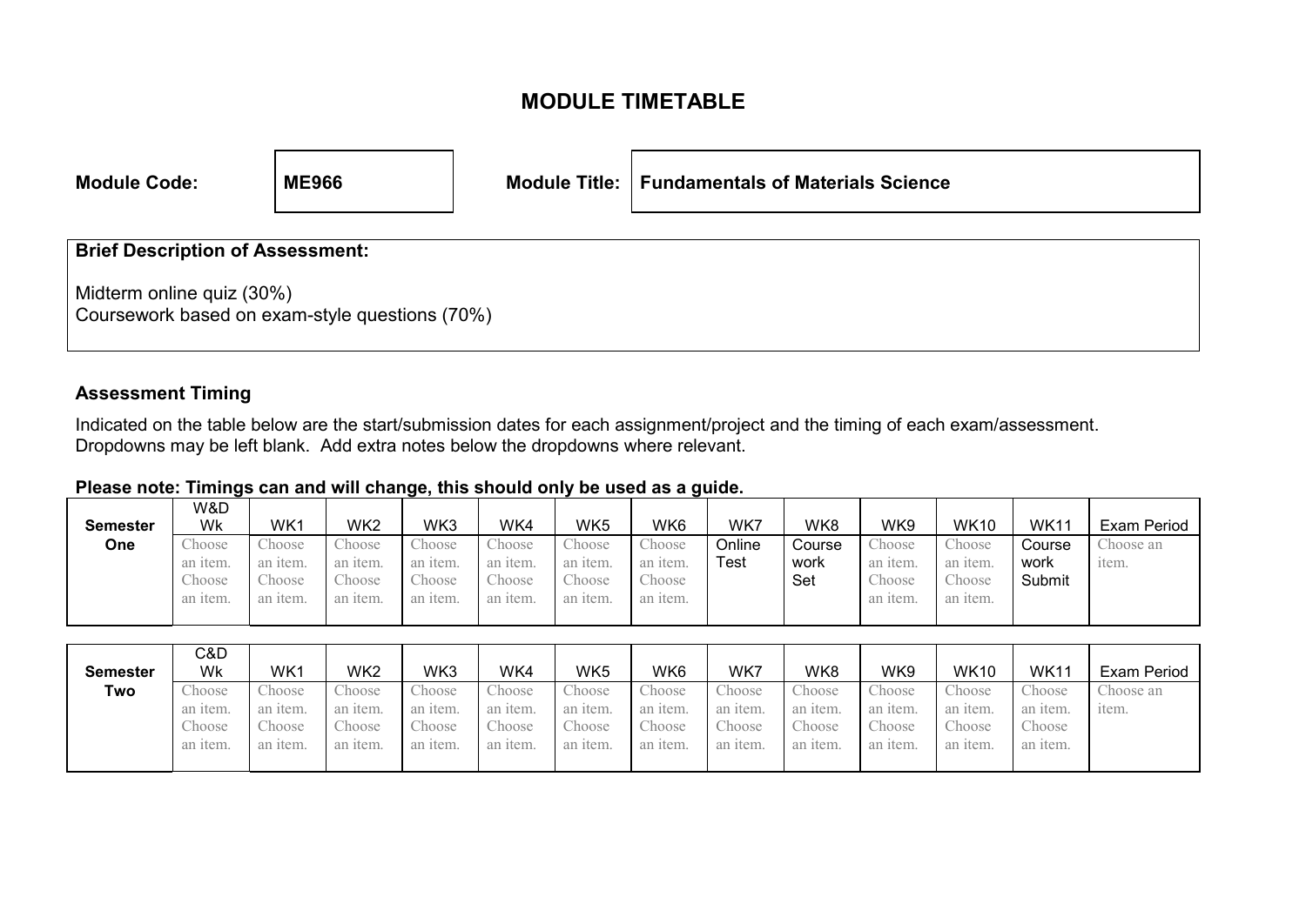# MODULE TIMETABLE

**Module Code:** **ME966**

**Module Title:** **Fundamentals of Materials Science**

**Brief Description of Assessment:**

Midterm online quiz (30%)
Coursework based on exam-style questions (70%)

## Assessment Timing

Indicated on the table below are the start/submission dates for each assignment/project and the timing of each exam/assessment.
Dropdowns may be left blank. Add extra notes below the dropdowns where relevant.

**Please note: Timings can and will change, this should only be used as a guide.**

| Semester | W&D Wk | WK1 | WK2 | WK3 | WK4 | WK5 | WK6 | WK7 | WK8 | WK9 | WK10 | WK11 | Exam Period |
|---|---|---|---|---|---|---|---|---|---|---|---|---|---|
| **One** | Choose an item. Choose an item. | Choose an item. Choose an item. | Choose an item. Choose an item. | Choose an item. Choose an item. | Choose an item. Choose an item. | Choose an item. Choose an item. | Choose an item. Choose an item. | Online Test | Course work Set | Choose an item. Choose an item. | Choose an item. Choose an item. | Course work Submit | Choose an item. |

| Semester | C&D Wk | WK1 | WK2 | WK3 | WK4 | WK5 | WK6 | WK7 | WK8 | WK9 | WK10 | WK11 | Exam Period |
|---|---|---|---|---|---|---|---|---|---|---|---|---|---|
| **Two** | Choose an item. Choose an item. | Choose an item. Choose an item. | Choose an item. Choose an item. | Choose an item. Choose an item. | Choose an item. Choose an item. | Choose an item. Choose an item. | Choose an item. Choose an item. | Choose an item. Choose an item. | Choose an item. Choose an item. | Choose an item. Choose an item. | Choose an item. Choose an item. | Choose an item. Choose an item. | Choose an item. |